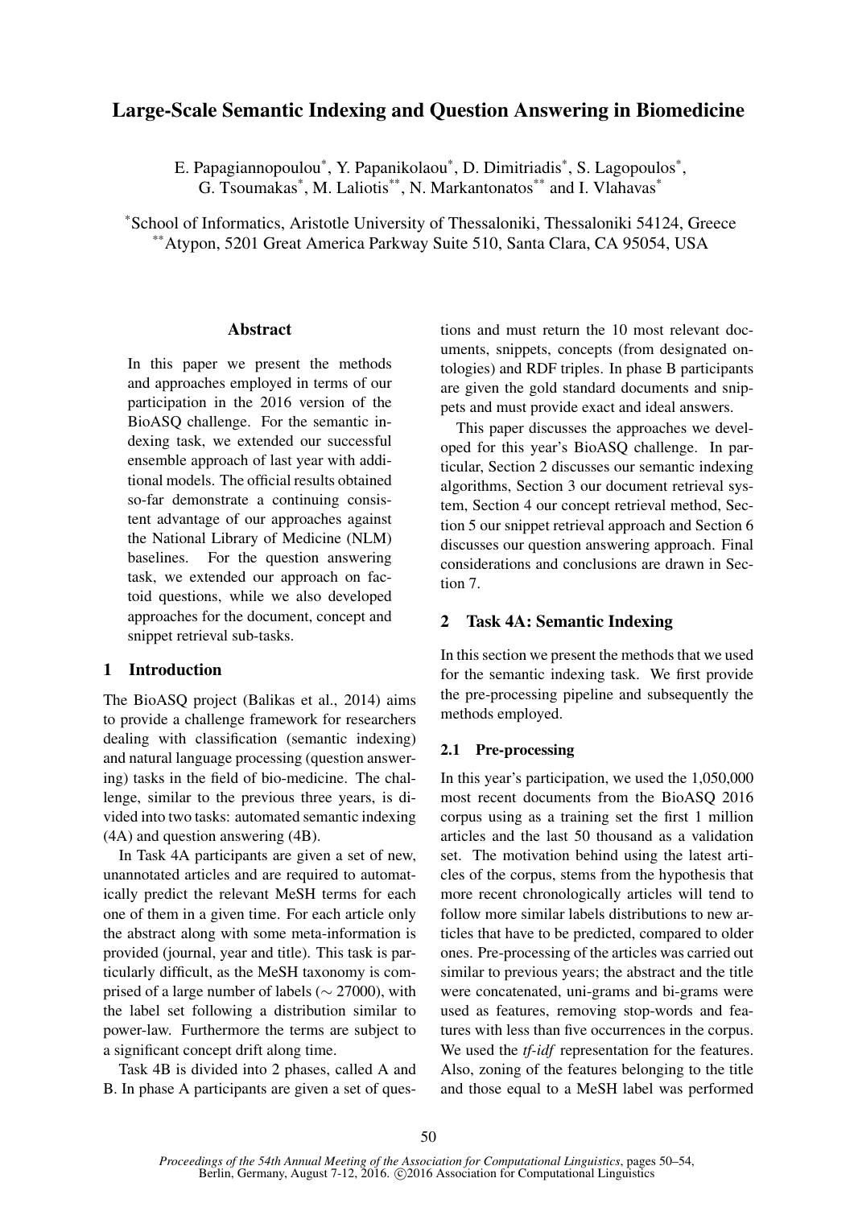# Large-Scale Semantic Indexing and Question Answering in Biomedicine

E. Papagiannopoulou[*], Y. Papanikolaou[*], D. Dimitriadis[*], S. Lagopoulos[*], G. Tsoumakas[*], M. Laliotis[**], N. Markantonatos[**] and I. Vlahavas[*]

[*]School of Informatics, Aristotle University of Thessaloniki, Thessaloniki 54124, Greece
[**]Atypon, 5201 Great America Parkway Suite 510, Santa Clara, CA 95054, USA

## Abstract

In this paper we present the methods and approaches employed in terms of our participation in the 2016 version of the BioASQ challenge. For the semantic indexing task, we extended our successful ensemble approach of last year with additional models. The official results obtained so-far demonstrate a continuing consistent advantage of our approaches against the National Library of Medicine (NLM) baselines. For the question answering task, we extended our approach on factoid questions, while we also developed approaches for the document, concept and snippet retrieval sub-tasks.

## 1 Introduction

The BioASQ project (Balikas et al., 2014) aims to provide a challenge framework for researchers dealing with classification (semantic indexing) and natural language processing (question answering) tasks in the field of bio-medicine. The challenge, similar to the previous three years, is divided into two tasks: automated semantic indexing (4A) and question answering (4B).

In Task 4A participants are given a set of new, unannotated articles and are required to automatically predict the relevant MeSH terms for each one of them in a given time. For each article only the abstract along with some meta-information is provided (journal, year and title). This task is particularly difficult, as the MeSH taxonomy is comprised of a large number of labels ($\sim$ 27000), with the label set following a distribution similar to power-law. Furthermore the terms are subject to a significant concept drift along time.

Task 4B is divided into 2 phases, called A and B. In phase A participants are given a set of questions and must return the 10 most relevant documents, snippets, concepts (from designated ontologies) and RDF triples. In phase B participants are given the gold standard documents and snippets and must provide exact and ideal answers.

This paper discusses the approaches we developed for this year's BioASQ challenge. In particular, Section 2 discusses our semantic indexing algorithms, Section 3 our document retrieval system, Section 4 our concept retrieval method, Section 5 our snippet retrieval approach and Section 6 discusses our question answering approach. Final considerations and conclusions are drawn in Section 7.

## 2 Task 4A: Semantic Indexing

In this section we present the methods that we used for the semantic indexing task. We first provide the pre-processing pipeline and subsequently the methods employed.

### 2.1 Pre-processing

In this year's participation, we used the 1,050,000 most recent documents from the BioASQ 2016 corpus using as a training set the first 1 million articles and the last 50 thousand as a validation set. The motivation behind using the latest articles of the corpus, stems from the hypothesis that more recent chronologically articles will tend to follow more similar labels distributions to new articles that have to be predicted, compared to older ones. Pre-processing of the articles was carried out similar to previous years; the abstract and the title were concatenated, uni-grams and bi-grams were used as features, removing stop-words and features with less than five occurrences in the corpus. We used the *tf-idf* representation for the features. Also, zoning of the features belonging to the title and those equal to a MeSH label was performed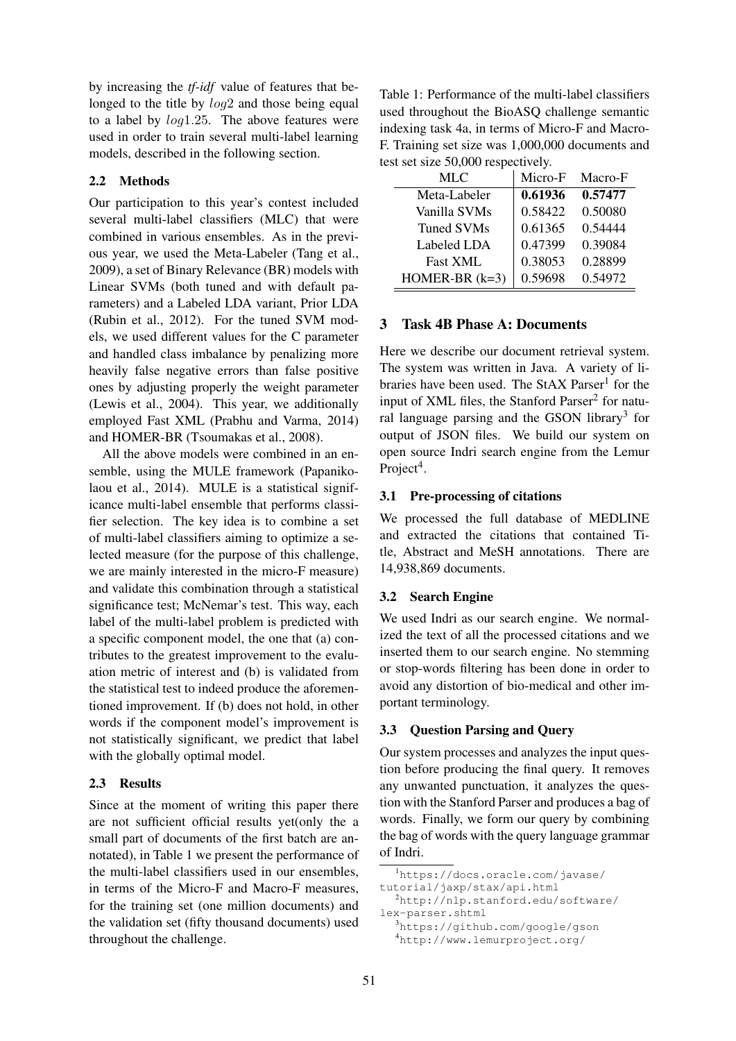by increasing the *tf-idf* value of features that belonged to the title by $log2$ and those being equal to a label by $log1.25$. The above features were used in order to train several multi-label learning models, described in the following section.

### 2.2 Methods

Our participation to this year's contest included several multi-label classifiers (MLC) that were combined in various ensembles. As in the previous year, we used the Meta-Labeler (Tang et al., 2009), a set of Binary Relevance (BR) models with Linear SVMs (both tuned and with default parameters) and a Labeled LDA variant, Prior LDA (Rubin et al., 2012). For the tuned SVM models, we used different values for the C parameter and handled class imbalance by penalizing more heavily false negative errors than false positive ones by adjusting properly the weight parameter (Lewis et al., 2004). This year, we additionally employed Fast XML (Prabhu and Varma, 2014) and HOMER-BR (Tsoumakas et al., 2008).

All the above models were combined in an ensemble, using the MULE framework (Papanikolaou et al., 2014). MULE is a statistical significance multi-label ensemble that performs classifier selection. The key idea is to combine a set of multi-label classifiers aiming to optimize a selected measure (for the purpose of this challenge, we are mainly interested in the micro-F measure) and validate this combination through a statistical significance test; McNemar's test. This way, each label of the multi-label problem is predicted with a specific component model, the one that (a) contributes to the greatest improvement to the evaluation metric of interest and (b) is validated from the statistical test to indeed produce the aforementioned improvement. If (b) does not hold, in other words if the component model's improvement is not statistically significant, we predict that label with the globally optimal model.

### 2.3 Results

Since at the moment of writing this paper there are not sufficient official results yet(only the a small part of documents of the first batch are annotated), in Table 1 we present the performance of the multi-label classifiers used in our ensembles, in terms of the Micro-F and Macro-F measures, for the training set (one million documents) and the validation set (fifty thousand documents) used throughout the challenge.

Table 1: Performance of the multi-label classifiers used throughout the BioASQ challenge semantic indexing task 4a, in terms of Micro-F and Macro-F. Training set size was 1,000,000 documents and test set size 50,000 respectively.

| MLC | Micro-F | Macro-F |
|---|---|---|
| Meta-Labeler | **0.61936** | **0.57477** |
| Vanilla SVMs | 0.58422 | 0.50080 |
| Tuned SVMs | 0.61365 | 0.54444 |
| Labeled LDA | 0.47399 | 0.39084 |
| Fast XML | 0.38053 | 0.28899 |
| HOMER-BR (k=3) | 0.59698 | 0.54972 |

## 3 Task 4B Phase A: Documents

Here we describe our document retrieval system. The system was written in Java. A variety of libraries have been used. The StAX Parser[1] for the input of XML files, the Stanford Parser[2] for natural language parsing and the GSON library[3] for output of JSON files. We build our system on open source Indri search engine from the Lemur Project[4].

### 3.1 Pre-processing of citations

We processed the full database of MEDLINE and extracted the citations that contained Title, Abstract and MeSH annotations. There are 14,938,869 documents.

### 3.2 Search Engine

We used Indri as our search engine. We normalized the text of all the processed citations and we inserted them to our search engine. No stemming or stop-words filtering has been done in order to avoid any distortion of bio-medical and other important terminology.

### 3.3 Question Parsing and Query

Our system processes and analyzes the input question before producing the final query. It removes any unwanted punctuation, it analyzes the question with the Stanford Parser and produces a bag of words. Finally, we form our query by combining the bag of words with the query language grammar of Indri.

[1] https://docs.oracle.com/javase/tutorial/jaxp/stax/api.html

[2] http://nlp.stanford.edu/software/lex-parser.shtml

[3] https://github.com/google/gson

[4] http://www.lemurproject.org/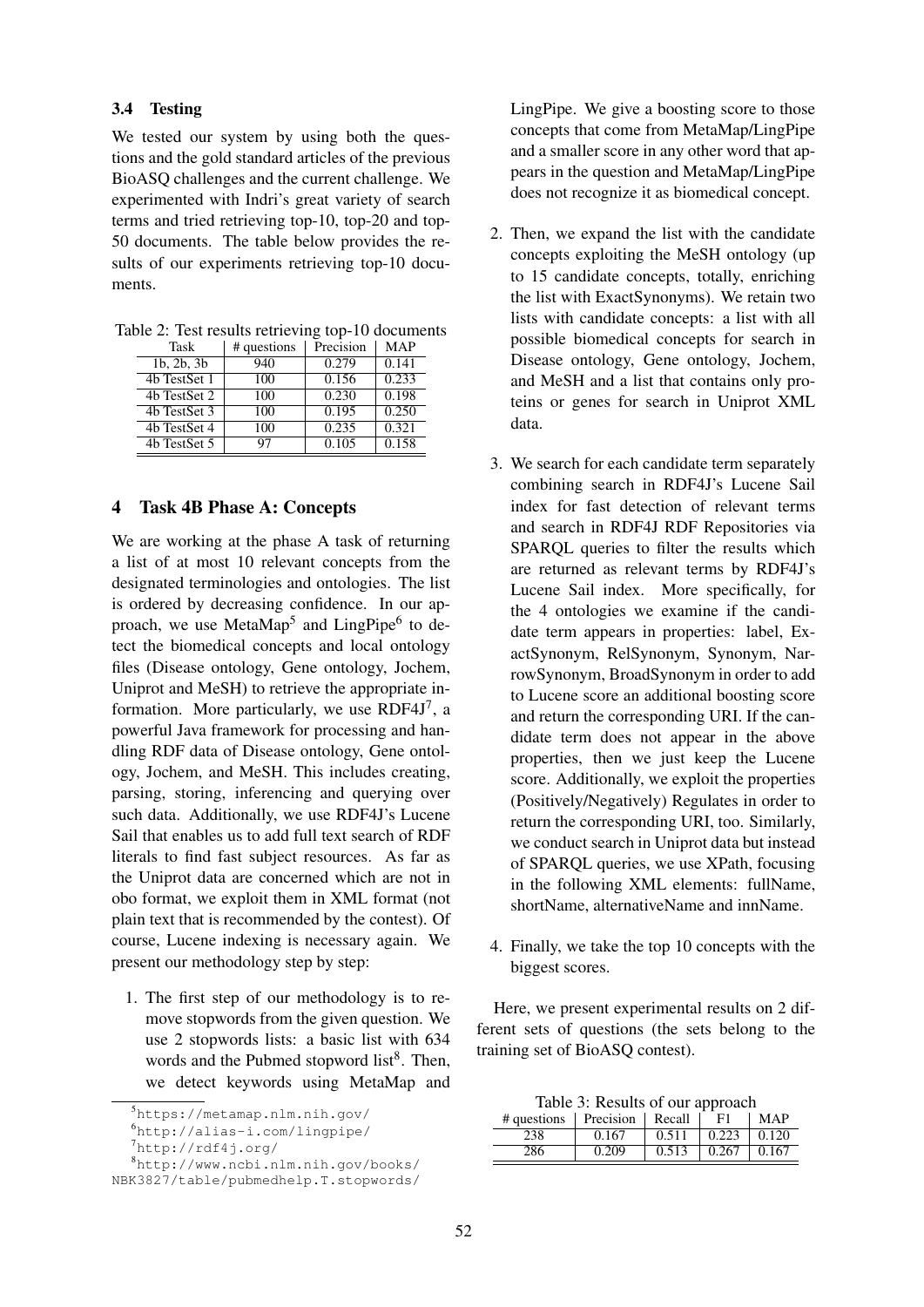### 3.4 Testing

We tested our system by using both the questions and the gold standard articles of the previous BioASQ challenges and the current challenge. We experimented with Indri's great variety of search terms and tried retrieving top-10, top-20 and top-50 documents. The table below provides the results of our experiments retrieving top-10 documents.

Table 2: Test results retrieving top-10 documents

| Task | # questions | Precision | MAP |
|---|---|---|---|
| 1b, 2b, 3b | 940 | 0.279 | 0.141 |
| 4b TestSet 1 | 100 | 0.156 | 0.233 |
| 4b TestSet 2 | 100 | 0.230 | 0.198 |
| 4b TestSet 3 | 100 | 0.195 | 0.250 |
| 4b TestSet 4 | 100 | 0.235 | 0.321 |
| 4b TestSet 5 | 97 | 0.105 | 0.158 |

## 4 Task 4B Phase A: Concepts

We are working at the phase A task of returning a list of at most 10 relevant concepts from the designated terminologies and ontologies. The list is ordered by decreasing confidence. In our approach, we use MetaMap[5] and LingPipe[6] to detect the biomedical concepts and local ontology files (Disease ontology, Gene ontology, Jochem, Uniprot and MeSH) to retrieve the appropriate information. More particularly, we use RDF4J[7], a powerful Java framework for processing and handling RDF data of Disease ontology, Gene ontology, Jochem, and MeSH. This includes creating, parsing, storing, inferencing and querying over such data. Additionally, we use RDF4J's Lucene Sail that enables us to add full text search of RDF literals to find fast subject resources. As far as the Uniprot data are concerned which are not in obo format, we exploit them in XML format (not plain text that is recommended by the contest). Of course, Lucene indexing is necessary again. We present our methodology step by step:

1. The first step of our methodology is to remove stopwords from the given question. We use 2 stopwords lists: a basic list with 634 words and the Pubmed stopword list[8]. Then, we detect keywords using MetaMap and LingPipe. We give a boosting score to those concepts that come from MetaMap/LingPipe and a smaller score in any other word that appears in the question and MetaMap/LingPipe does not recognize it as biomedical concept.

2. Then, we expand the list with the candidate concepts exploiting the MeSH ontology (up to 15 candidate concepts, totally, enriching the list with ExactSynonyms). We retain two lists with candidate concepts: a list with all possible biomedical concepts for search in Disease ontology, Gene ontology, Jochem, and MeSH and a list that contains only proteins or genes for search in Uniprot XML data.

3. We search for each candidate term separately combining search in RDF4J's Lucene Sail index for fast detection of relevant terms and search in RDF4J RDF Repositories via SPARQL queries to filter the results which are returned as relevant terms by RDF4J's Lucene Sail index. More specifically, for the 4 ontologies we examine if the candidate term appears in properties: label, ExactSynonym, RelSynonym, Synonym, NarrowSynonym, BroadSynonym in order to add to Lucene score an additional boosting score and return the corresponding URI. If the candidate term does not appear in the above properties, then we just keep the Lucene score. Additionally, we exploit the properties (Positively/Negatively) Regulates in order to return the corresponding URI, too. Similarly, we conduct search in Uniprot data but instead of SPARQL queries, we use XPath, focusing in the following XML elements: fullName, shortName, alternativeName and innName.

4. Finally, we take the top 10 concepts with the biggest scores.

Here, we present experimental results on 2 different sets of questions (the sets belong to the training set of BioASQ contest).

Table 3: Results of our approach

| # questions | Precision | Recall | F1 | MAP |
|---|---|---|---|---|
| 238 | 0.167 | 0.511 | 0.223 | 0.120 |
| 286 | 0.209 | 0.513 | 0.267 | 0.167 |

[5] https://metamap.nlm.nih.gov/

[6] http://alias-i.com/lingpipe/

[7] http://rdf4j.org/

[8] http://www.ncbi.nlm.nih.gov/books/NBK3827/table/pubmedhelp.T.stopwords/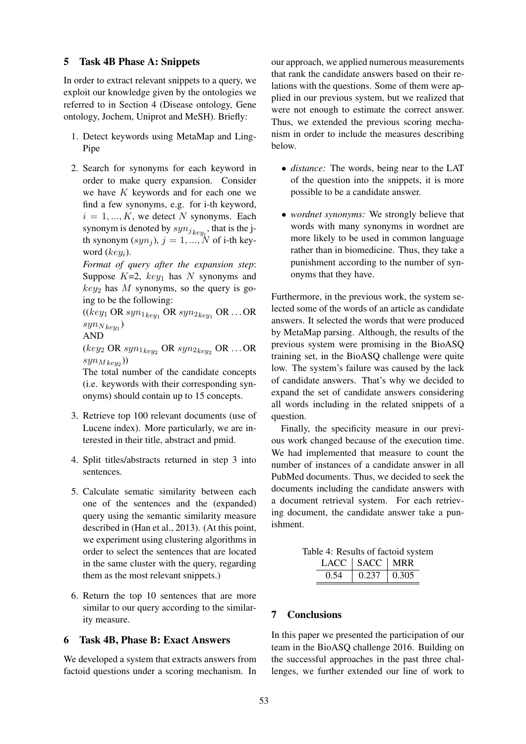## 5 Task 4B Phase A: Snippets

In order to extract relevant snippets to a query, we exploit our knowledge given by the ontologies we referred to in Section 4 (Disease ontology, Gene ontology, Jochem, Uniprot and MeSH). Briefly:

1. Detect keywords using MetaMap and LingPipe
2. Search for synonyms for each keyword in order to make query expansion. Consider we have $K$ keywords and for each one we find a few synonyms, e.g. for i-th keyword, $i = 1, ..., K$, we detect $N$ synonyms. Each synonym is denoted by $syn_{j_{key_i}}$, that is the j-th synonym ($syn_j$), $j = 1, ..., N$ of i-th keyword ($key_i$).
   *Format of query after the expansion step*: Suppose $K$=2, $key_1$ has $N$ synonyms and $key_2$ has $M$ synonyms, so the query is going to be the following:
   (($key_1$ OR $syn_{1_{key_1}}$ OR $syn_{2_{key_1}}$ OR ... OR $syn_{N_{key_1}}$)
   AND
   ($key_2$ OR $syn_{1_{key_2}}$ OR $syn_{2_{key_2}}$ OR ... OR $syn_{M_{key_2}}$))
   The total number of the candidate concepts (i.e. keywords with their corresponding synonyms) should contain up to 15 concepts.
3. Retrieve top 100 relevant documents (use of Lucene index). More particularly, we are interested in their title, abstract and pmid.
4. Split titles/abstracts returned in step 3 into sentences.
5. Calculate sematic similarity between each one of the sentences and the (expanded) query using the semantic similarity measure described in (Han et al., 2013). (At this point, we experiment using clustering algorithms in order to select the sentences that are located in the same cluster with the query, regarding them as the most relevant snippets.)
6. Return the top 10 sentences that are more similar to our query according to the similarity measure.

## 6 Task 4B, Phase B: Exact Answers

We developed a system that extracts answers from factoid questions under a scoring mechanism. In our approach, we applied numerous measurements that rank the candidate answers based on their relations with the questions. Some of them were applied in our previous system, but we realized that were not enough to estimate the correct answer. Thus, we extended the previous scoring mechanism in order to include the measures describing below.

- *distance:* The words, being near to the LAT of the question into the snippets, it is more possible to be a candidate answer.
- *wordnet synonyms:* We strongly believe that words with many synonyms in wordnet are more likely to be used in common language rather than in biomedicine. Thus, they take a punishment according to the number of synonyms that they have.

Furthermore, in the previous work, the system selected some of the words of an article as candidate answers. It selected the words that were produced by MetaMap parsing. Although, the results of the previous system were promising in the BioASQ training set, in the BioASQ challenge were quite low. The system's failure was caused by the lack of candidate answers. That's why we decided to expand the set of candidate answers considering all words including in the related snippets of a question.

Finally, the specificity measure in our previous work changed because of the execution time. We had implemented that measure to count the number of instances of a candidate answer in all PubMed documents. Thus, we decided to seek the documents including the candidate answers with a document retrieval system. For each retrieving document, the candidate answer take a punishment.

Table 4: Results of factoid system

| LACC | SACC | MRR |
|---|---|---|
| 0.54 | 0.237 | 0.305 |

## 7 Conclusions

In this paper we presented the participation of our team in the BioASQ challenge 2016. Building on the successful approaches in the past three challenges, we further extended our line of work to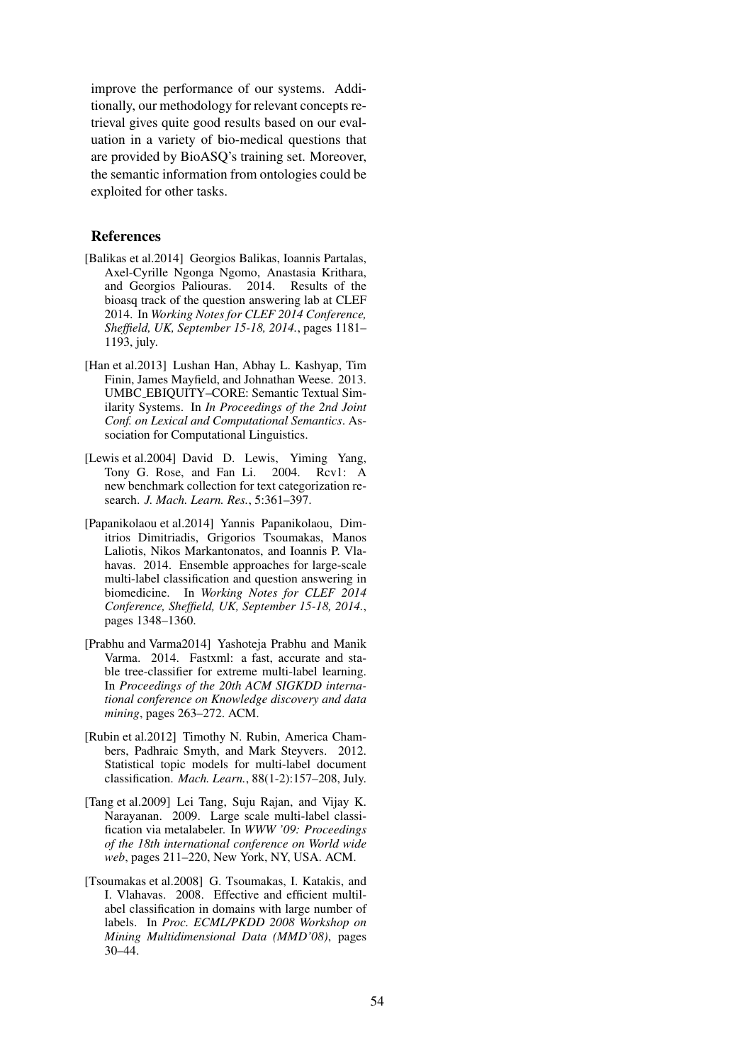improve the performance of our systems. Additionally, our methodology for relevant concepts retrieval gives quite good results based on our evaluation in a variety of bio-medical questions that are provided by BioASQ's training set. Moreover, the semantic information from ontologies could be exploited for other tasks.

## References

[Balikas et al.2014] Georgios Balikas, Ioannis Partalas, Axel-Cyrille Ngonga Ngomo, Anastasia Krithara, and Georgios Paliouras. 2014. Results of the bioasq track of the question answering lab at CLEF 2014. In *Working Notes for CLEF 2014 Conference, Sheffield, UK, September 15-18, 2014.*, pages 1181–1193, july.

[Han et al.2013] Lushan Han, Abhay L. Kashyap, Tim Finin, James Mayfield, and Johnathan Weese. 2013. UMBC_EBIQUITY–CORE: Semantic Textual Similarity Systems. In *In Proceedings of the 2nd Joint Conf. on Lexical and Computational Semantics*. Association for Computational Linguistics.

[Lewis et al.2004] David D. Lewis, Yiming Yang, Tony G. Rose, and Fan Li. 2004. Rcv1: A new benchmark collection for text categorization research. *J. Mach. Learn. Res.*, 5:361–397.

[Papanikolaou et al.2014] Yannis Papanikolaou, Dimitrios Dimitriadis, Grigorios Tsoumakas, Manos Laliotis, Nikos Markantonatos, and Ioannis P. Vlahavas. 2014. Ensemble approaches for large-scale multi-label classification and question answering in biomedicine. In *Working Notes for CLEF 2014 Conference, Sheffield, UK, September 15-18, 2014.*, pages 1348–1360.

[Prabhu and Varma2014] Yashoteja Prabhu and Manik Varma. 2014. Fastxml: a fast, accurate and stable tree-classifier for extreme multi-label learning. In *Proceedings of the 20th ACM SIGKDD international conference on Knowledge discovery and data mining*, pages 263–272. ACM.

[Rubin et al.2012] Timothy N. Rubin, America Chambers, Padhraic Smyth, and Mark Steyvers. 2012. Statistical topic models for multi-label document classification. *Mach. Learn.*, 88(1-2):157–208, July.

[Tang et al.2009] Lei Tang, Suju Rajan, and Vijay K. Narayanan. 2009. Large scale multi-label classification via metalabeler. In *WWW '09: Proceedings of the 18th international conference on World wide web*, pages 211–220, New York, NY, USA. ACM.

[Tsoumakas et al.2008] G. Tsoumakas, I. Katakis, and I. Vlahavas. 2008. Effective and efficient multilabel classification in domains with large number of labels. In *Proc. ECML/PKDD 2008 Workshop on Mining Multidimensional Data (MMD'08)*, pages 30–44.